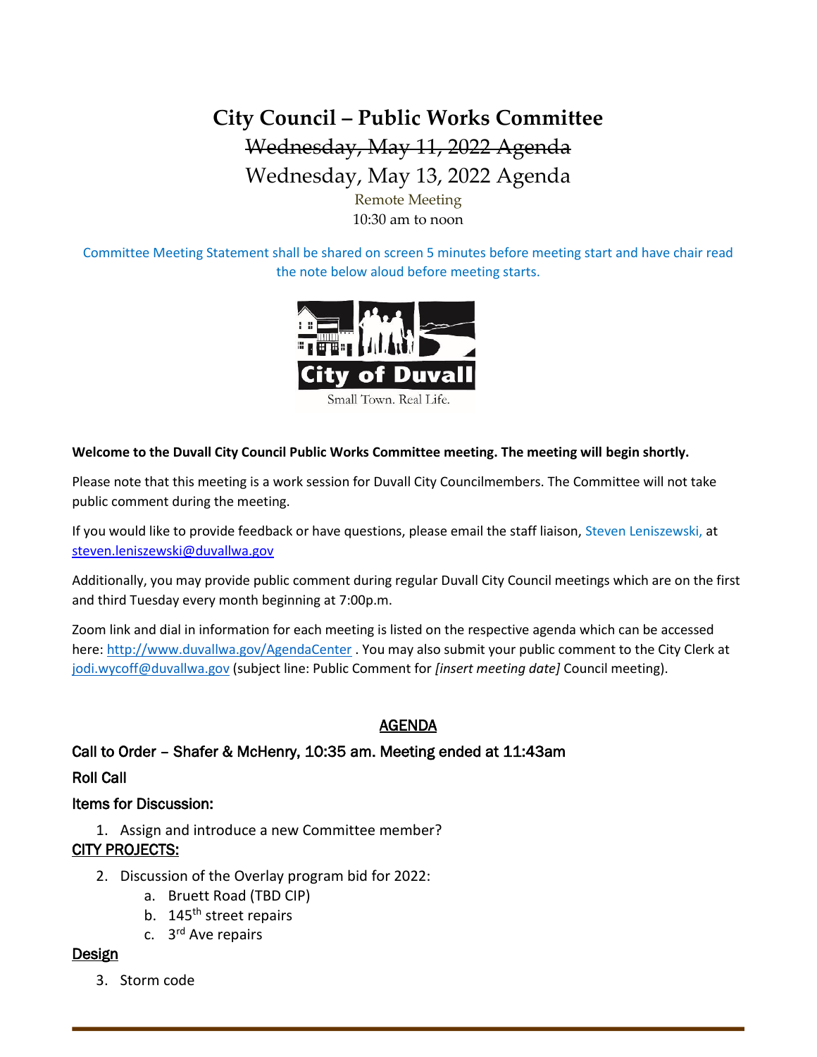# City Council – Public Works Committee

~~Wednesday, May 11, 2022 Agenda~~

Wednesday, May 13, 2022 Agenda

Remote Meeting

10:30 am to noon

Committee Meeting Statement shall be shared on screen 5 minutes before meeting start and have chair read the note below aloud before meeting starts.

City of Duvall

Small Town. Real Life.

**Welcome to the Duvall City Council Public Works Committee meeting. The meeting will begin shortly.**

Please note that this meeting is a work session for Duvall City Councilmembers. The Committee will not take public comment during the meeting.

If you would like to provide feedback or have questions, please email the staff liaison, Steven Leniszewski, at steven.leniszewski@duvallwa.gov

Additionally, you may provide public comment during regular Duvall City Council meetings which are on the first and third Tuesday every month beginning at 7:00p.m.

Zoom link and dial in information for each meeting is listed on the respective agenda which can be accessed here: http://www.duvallwa.gov/AgendaCenter . You may also submit your public comment to the City Clerk at jodi.wycoff@duvallwa.gov (subject line: Public Comment for *[insert meeting date]* Council meeting).

## AGENDA

### Call to Order – Shafer & McHenry, 10:35 am. Meeting ended at 11:43am

### Roll Call

### Items for Discussion:

1. Assign and introduce a new Committee member?

### CITY PROJECTS:

2. Discussion of the Overlay program bid for 2022:
    a. Bruett Road (TBD CIP)
    b. 145th street repairs
    c. 3rd Ave repairs

### Design

3. Storm code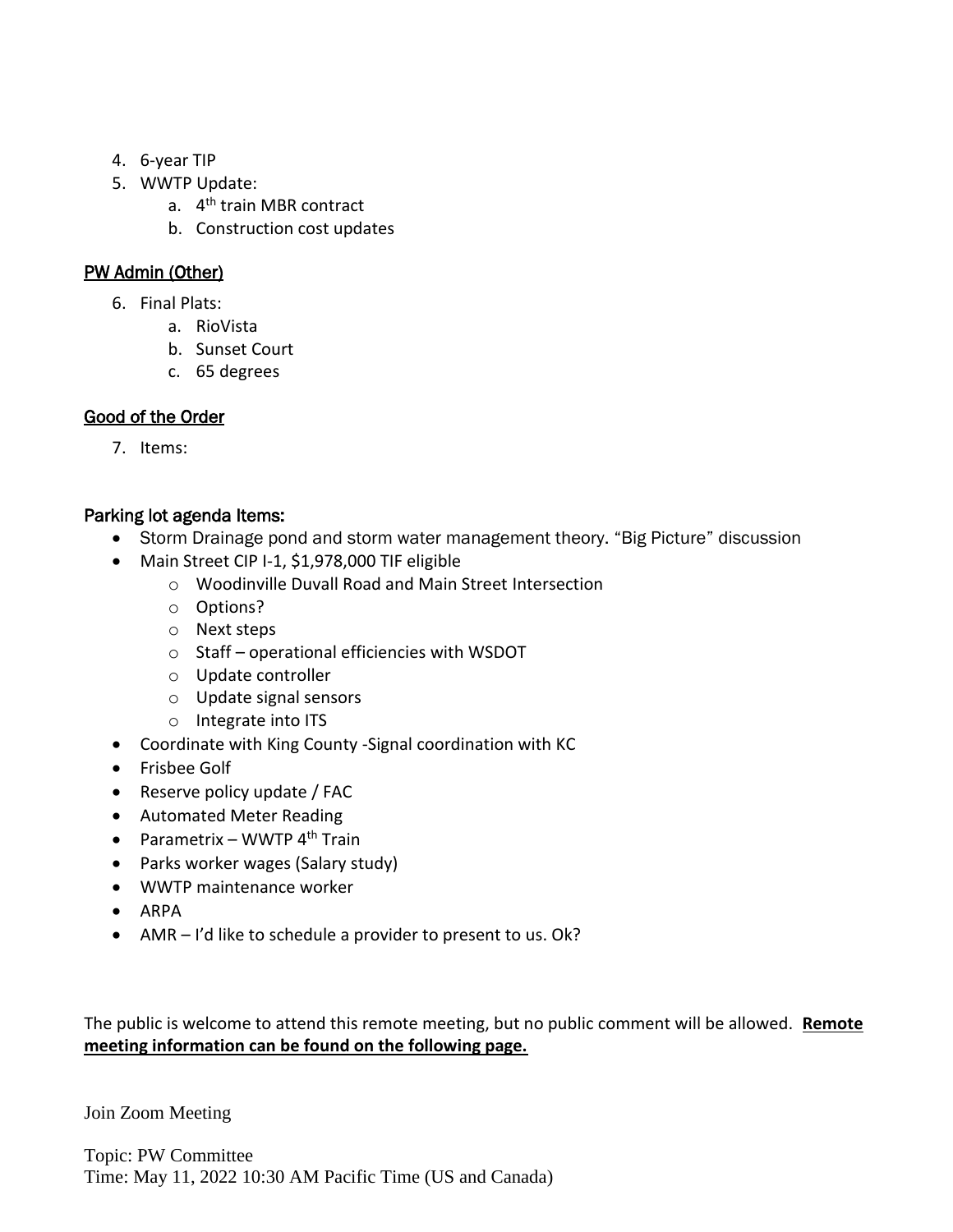4. 6-year TIP
5. WWTP Update:
    a. 4th train MBR contract
    b. Construction cost updates

## PW Admin (Other)

6. Final Plats:
    a. RioVista
    b. Sunset Court
    c. 65 degrees

## Good of the Order

7. Items:

## Parking lot agenda Items:

- Storm Drainage pond and storm water management theory. "Big Picture" discussion
- Main Street CIP I-1, $1,978,000 TIF eligible
    - Woodinville Duvall Road and Main Street Intersection
    - Options?
    - Next steps
    - Staff – operational efficiencies with WSDOT
    - Update controller
    - Update signal sensors
    - Integrate into ITS
- Coordinate with King County -Signal coordination with KC
- Frisbee Golf
- Reserve policy update / FAC
- Automated Meter Reading
- Parametrix – WWTP 4th Train
- Parks worker wages (Salary study)
- WWTP maintenance worker
- ARPA
- AMR – I'd like to schedule a provider to present to us. Ok?

The public is welcome to attend this remote meeting, but no public comment will be allowed. **Remote meeting information can be found on the following page.**

Join Zoom Meeting

Topic: PW Committee
Time: May 11, 2022 10:30 AM Pacific Time (US and Canada)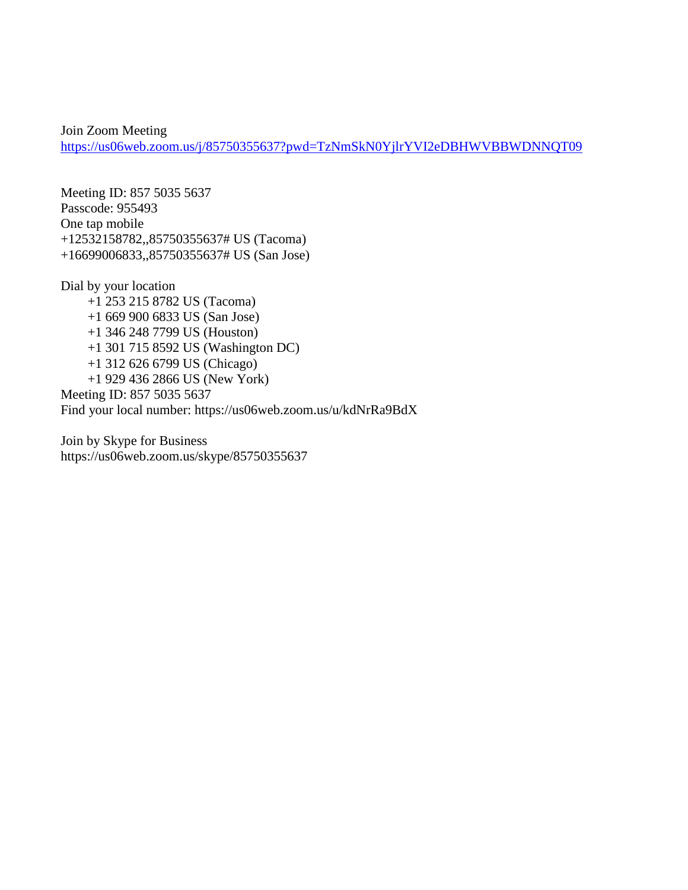Join Zoom Meeting
https://us06web.zoom.us/j/85750355637?pwd=TzNmSkN0YjlrYVI2eDBHWVBBWDNNQT09

Meeting ID: 857 5035 5637
Passcode: 955493
One tap mobile
+12532158782,,85750355637# US (Tacoma)
+16699006833,,85750355637# US (San Jose)

Dial by your location
+1 253 215 8782 US (Tacoma)
+1 669 900 6833 US (San Jose)
+1 346 248 7799 US (Houston)
+1 301 715 8592 US (Washington DC)
+1 312 626 6799 US (Chicago)
+1 929 436 2866 US (New York)
Meeting ID: 857 5035 5637
Find your local number: https://us06web.zoom.us/u/kdNrRa9BdX

Join by Skype for Business
https://us06web.zoom.us/skype/85750355637